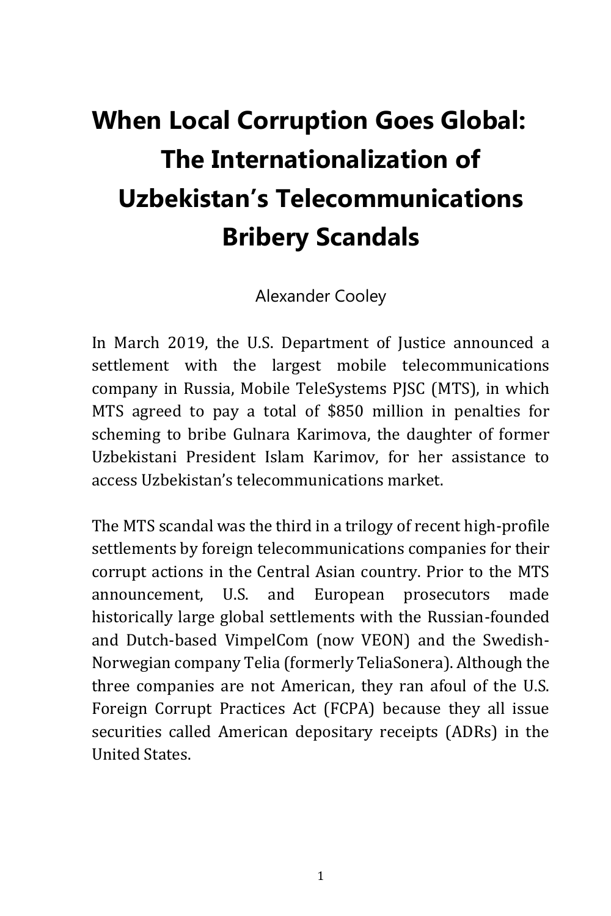# When Local Corruption Goes Global: The Internationalization of Uzbekistan's Telecommunications Bribery Scandals

Alexander Cooley

In March 2019, the U.S. Department of Justice announced a settlement with the largest mobile telecommunications company in Russia, Mobile TeleSystems PJSC (MTS), in which MTS agreed to pay a total of $850 million in penalties for scheming to bribe Gulnara Karimova, the daughter of former Uzbekistani President Islam Karimov, for her assistance to access Uzbekistan's telecommunications market.

The MTS scandal was the third in a trilogy of recent high-profile settlements by foreign telecommunications companies for their corrupt actions in the Central Asian country. Prior to the MTS announcement, U.S. and European prosecutors made historically large global settlements with the Russian-founded and Dutch-based VimpelCom (now VEON) and the Swedish-Norwegian company Telia (formerly TeliaSonera). Although the three companies are not American, they ran afoul of the U.S. Foreign Corrupt Practices Act (FCPA) because they all issue securities called American depositary receipts (ADRs) in the United States.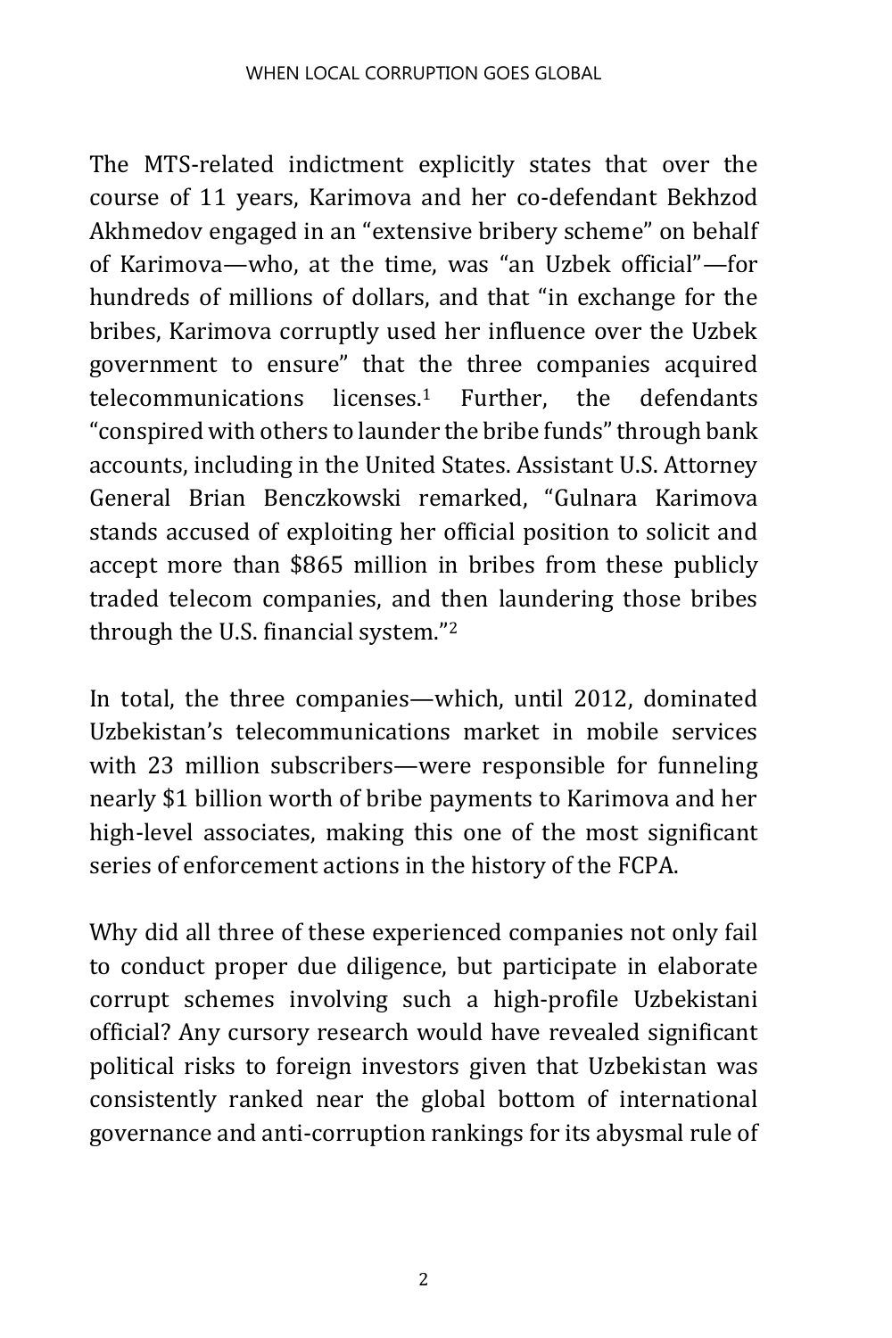The MTS-related indictment explicitly states that over the course of 11 years, Karimova and her co-defendant Bekhzod Akhmedov engaged in an "extensive bribery scheme" on behalf of Karimova—who, at the time, was "an Uzbek official"—for hundreds of millions of dollars, and that "in exchange for the bribes, Karimova corruptly used her influence over the Uzbek government to ensure" that the three companies acquired telecommunications licenses.[1] Further, the defendants "conspired with others to launder the bribe funds" through bank accounts, including in the United States. Assistant U.S. Attorney General Brian Benczkowski remarked, "Gulnara Karimova stands accused of exploiting her official position to solicit and accept more than $865 million in bribes from these publicly traded telecom companies, and then laundering those bribes through the U.S. financial system."[2]

In total, the three companies—which, until 2012, dominated Uzbekistan's telecommunications market in mobile services with 23 million subscribers—were responsible for funneling nearly $1 billion worth of bribe payments to Karimova and her high-level associates, making this one of the most significant series of enforcement actions in the history of the FCPA.

Why did all three of these experienced companies not only fail to conduct proper due diligence, but participate in elaborate corrupt schemes involving such a high-profile Uzbekistani official? Any cursory research would have revealed significant political risks to foreign investors given that Uzbekistan was consistently ranked near the global bottom of international governance and anti-corruption rankings for its abysmal rule of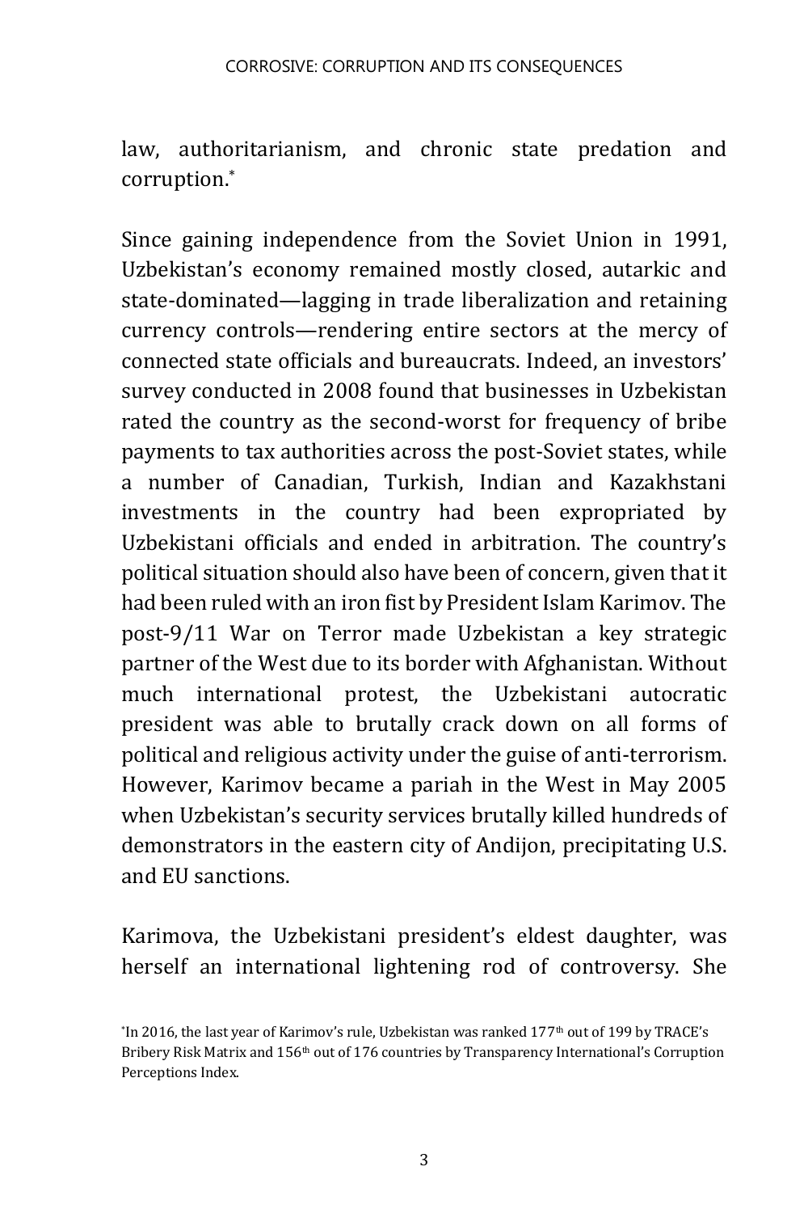law, authoritarianism, and chronic state predation and corruption.*

Since gaining independence from the Soviet Union in 1991, Uzbekistan's economy remained mostly closed, autarkic and state-dominated—lagging in trade liberalization and retaining currency controls—rendering entire sectors at the mercy of connected state officials and bureaucrats. Indeed, an investors' survey conducted in 2008 found that businesses in Uzbekistan rated the country as the second-worst for frequency of bribe payments to tax authorities across the post-Soviet states, while a number of Canadian, Turkish, Indian and Kazakhstani investments in the country had been expropriated by Uzbekistani officials and ended in arbitration. The country's political situation should also have been of concern, given that it had been ruled with an iron fist by President Islam Karimov. The post-9/11 War on Terror made Uzbekistan a key strategic partner of the West due to its border with Afghanistan. Without much international protest, the Uzbekistani autocratic president was able to brutally crack down on all forms of political and religious activity under the guise of anti-terrorism. However, Karimov became a pariah in the West in May 2005 when Uzbekistan's security services brutally killed hundreds of demonstrators in the eastern city of Andijon, precipitating U.S. and EU sanctions.

Karimova, the Uzbekistani president's eldest daughter, was herself an international lightening rod of controversy. She

*In 2016, the last year of Karimov's rule, Uzbekistan was ranked 177th out of 199 by TRACE's Bribery Risk Matrix and 156th out of 176 countries by Transparency International's Corruption Perceptions Index.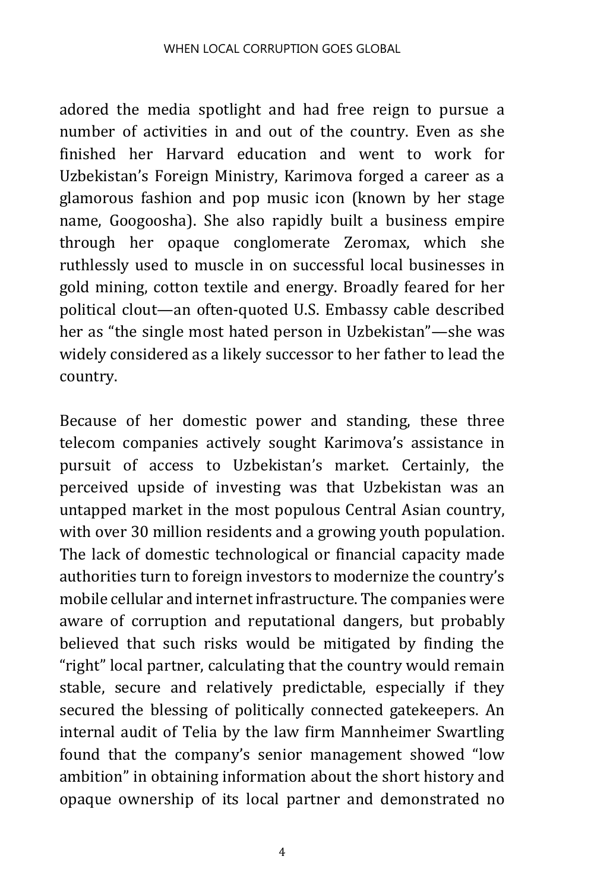adored the media spotlight and had free reign to pursue a number of activities in and out of the country. Even as she finished her Harvard education and went to work for Uzbekistan's Foreign Ministry, Karimova forged a career as a glamorous fashion and pop music icon (known by her stage name, Googoosha). She also rapidly built a business empire through her opaque conglomerate Zeromax, which she ruthlessly used to muscle in on successful local businesses in gold mining, cotton textile and energy. Broadly feared for her political clout—an often-quoted U.S. Embassy cable described her as "the single most hated person in Uzbekistan"—she was widely considered as a likely successor to her father to lead the country.

Because of her domestic power and standing, these three telecom companies actively sought Karimova's assistance in pursuit of access to Uzbekistan's market. Certainly, the perceived upside of investing was that Uzbekistan was an untapped market in the most populous Central Asian country, with over 30 million residents and a growing youth population. The lack of domestic technological or financial capacity made authorities turn to foreign investors to modernize the country's mobile cellular and internet infrastructure. The companies were aware of corruption and reputational dangers, but probably believed that such risks would be mitigated by finding the "right" local partner, calculating that the country would remain stable, secure and relatively predictable, especially if they secured the blessing of politically connected gatekeepers. An internal audit of Telia by the law firm Mannheimer Swartling found that the company's senior management showed "low ambition" in obtaining information about the short history and opaque ownership of its local partner and demonstrated no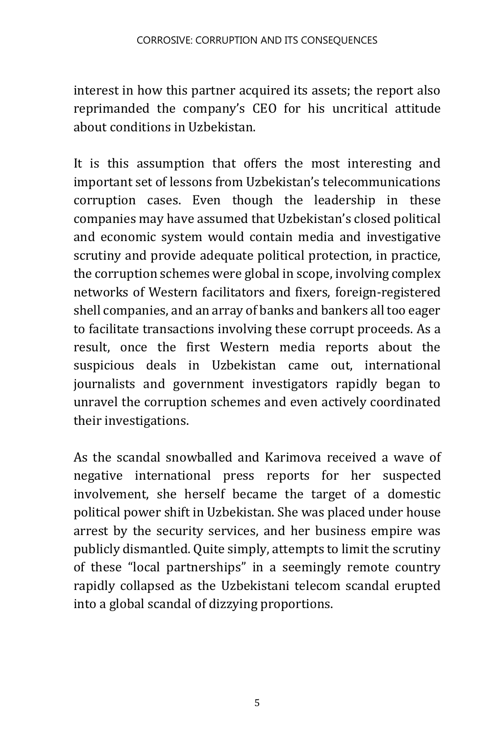interest in how this partner acquired its assets; the report also reprimanded the company's CEO for his uncritical attitude about conditions in Uzbekistan.

It is this assumption that offers the most interesting and important set of lessons from Uzbekistan's telecommunications corruption cases. Even though the leadership in these companies may have assumed that Uzbekistan's closed political and economic system would contain media and investigative scrutiny and provide adequate political protection, in practice, the corruption schemes were global in scope, involving complex networks of Western facilitators and fixers, foreign-registered shell companies, and an array of banks and bankers all too eager to facilitate transactions involving these corrupt proceeds. As a result, once the first Western media reports about the suspicious deals in Uzbekistan came out, international journalists and government investigators rapidly began to unravel the corruption schemes and even actively coordinated their investigations.

As the scandal snowballed and Karimova received a wave of negative international press reports for her suspected involvement, she herself became the target of a domestic political power shift in Uzbekistan. She was placed under house arrest by the security services, and her business empire was publicly dismantled. Quite simply, attempts to limit the scrutiny of these "local partnerships" in a seemingly remote country rapidly collapsed as the Uzbekistani telecom scandal erupted into a global scandal of dizzying proportions.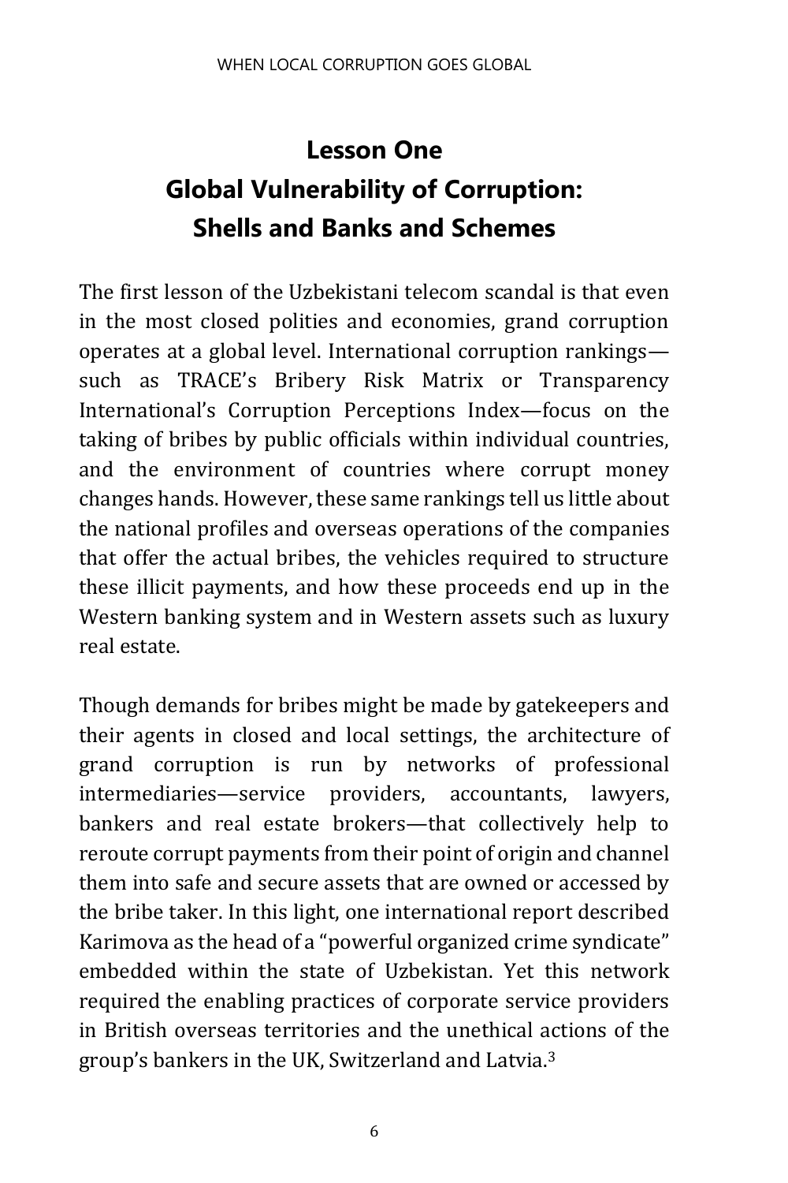## Lesson One
## Global Vulnerability of Corruption: Shells and Banks and Schemes

The first lesson of the Uzbekistani telecom scandal is that even in the most closed polities and economies, grand corruption operates at a global level. International corruption rankings—such as TRACE's Bribery Risk Matrix or Transparency International's Corruption Perceptions Index—focus on the taking of bribes by public officials within individual countries, and the environment of countries where corrupt money changes hands. However, these same rankings tell us little about the national profiles and overseas operations of the companies that offer the actual bribes, the vehicles required to structure these illicit payments, and how these proceeds end up in the Western banking system and in Western assets such as luxury real estate.

Though demands for bribes might be made by gatekeepers and their agents in closed and local settings, the architecture of grand corruption is run by networks of professional intermediaries—service providers, accountants, lawyers, bankers and real estate brokers—that collectively help to reroute corrupt payments from their point of origin and channel them into safe and secure assets that are owned or accessed by the bribe taker. In this light, one international report described Karimova as the head of a "powerful organized crime syndicate" embedded within the state of Uzbekistan. Yet this network required the enabling practices of corporate service providers in British overseas territories and the unethical actions of the group's bankers in the UK, Switzerland and Latvia.[3]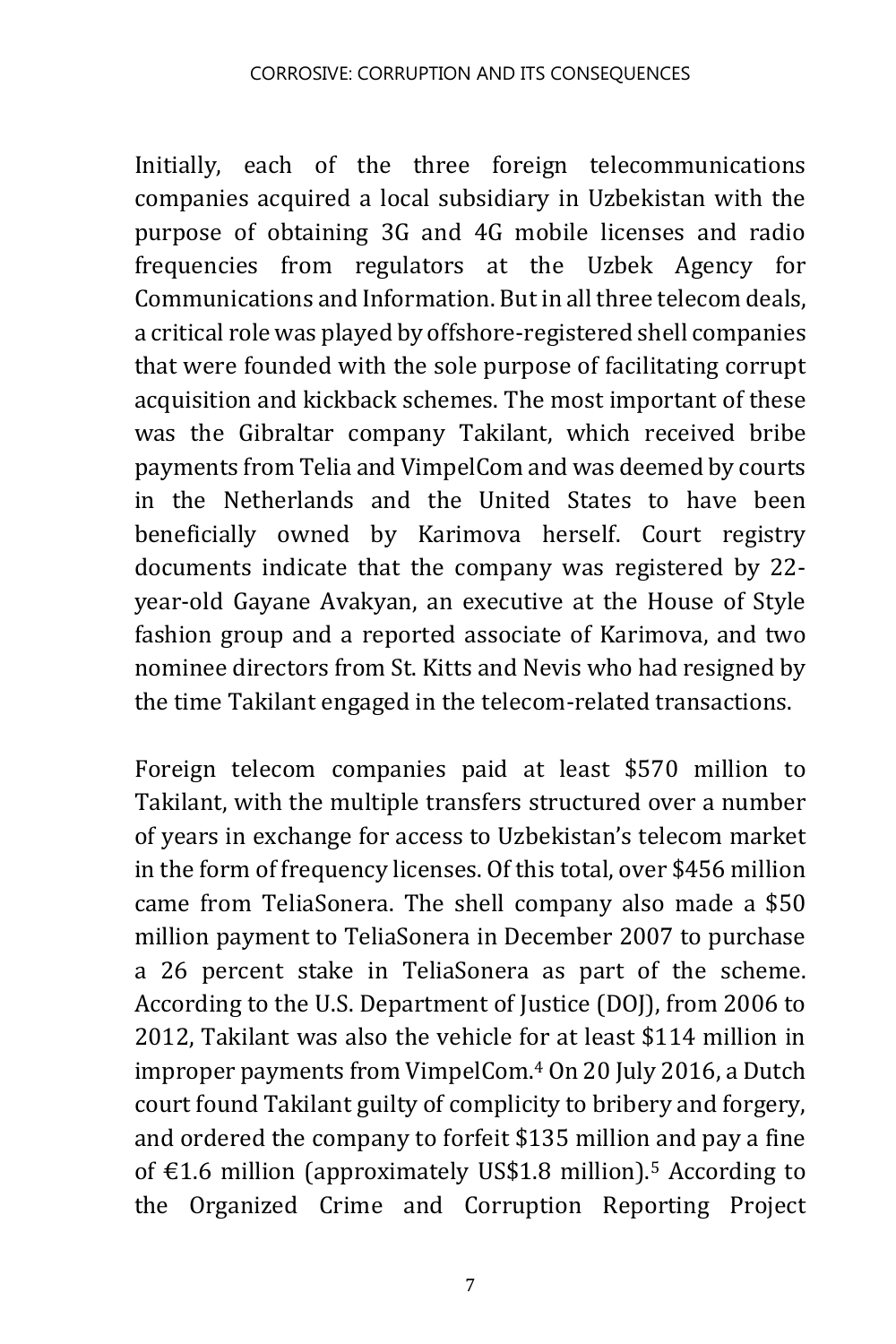Initially, each of the three foreign telecommunications companies acquired a local subsidiary in Uzbekistan with the purpose of obtaining 3G and 4G mobile licenses and radio frequencies from regulators at the Uzbek Agency for Communications and Information. But in all three telecom deals, a critical role was played by offshore-registered shell companies that were founded with the sole purpose of facilitating corrupt acquisition and kickback schemes. The most important of these was the Gibraltar company Takilant, which received bribe payments from Telia and VimpelCom and was deemed by courts in the Netherlands and the United States to have been beneficially owned by Karimova herself. Court registry documents indicate that the company was registered by 22-year-old Gayane Avakyan, an executive at the House of Style fashion group and a reported associate of Karimova, and two nominee directors from St. Kitts and Nevis who had resigned by the time Takilant engaged in the telecom-related transactions.

Foreign telecom companies paid at least $570 million to Takilant, with the multiple transfers structured over a number of years in exchange for access to Uzbekistan's telecom market in the form of frequency licenses. Of this total, over $456 million came from TeliaSonera. The shell company also made a $50 million payment to TeliaSonera in December 2007 to purchase a 26 percent stake in TeliaSonera as part of the scheme. According to the U.S. Department of Justice (DOJ), from 2006 to 2012, Takilant was also the vehicle for at least $114 million in improper payments from VimpelCom.[4] On 20 July 2016, a Dutch court found Takilant guilty of complicity to bribery and forgery, and ordered the company to forfeit $135 million and pay a fine of €1.6 million (approximately US$1.8 million).[5] According to the Organized Crime and Corruption Reporting Project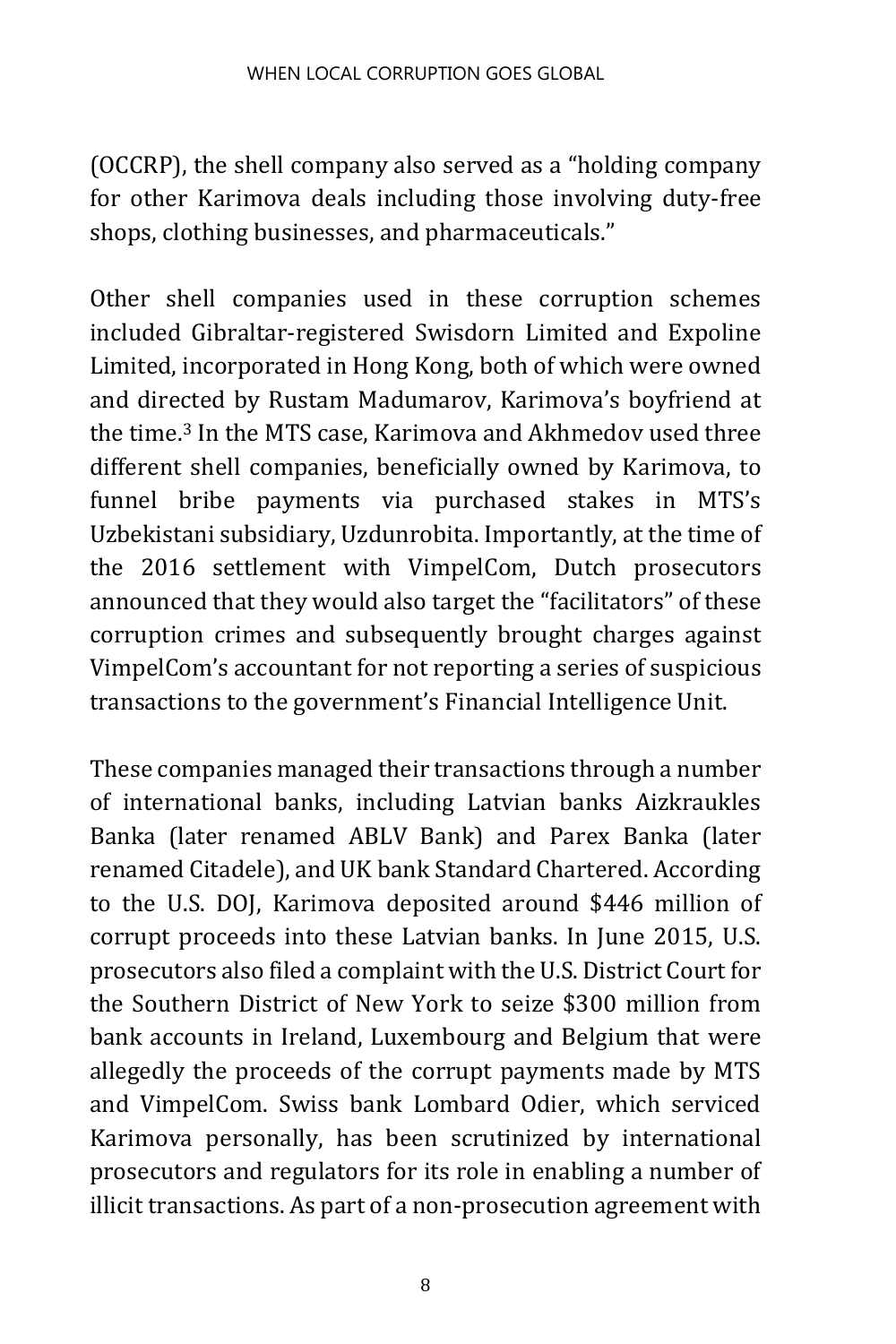(OCCRP), the shell company also served as a "holding company for other Karimova deals including those involving duty-free shops, clothing businesses, and pharmaceuticals."

Other shell companies used in these corruption schemes included Gibraltar-registered Swisdorn Limited and Expoline Limited, incorporated in Hong Kong, both of which were owned and directed by Rustam Madumarov, Karimova's boyfriend at the time.[3] In the MTS case, Karimova and Akhmedov used three different shell companies, beneficially owned by Karimova, to funnel bribe payments via purchased stakes in MTS's Uzbekistani subsidiary, Uzdunrobita. Importantly, at the time of the 2016 settlement with VimpelCom, Dutch prosecutors announced that they would also target the "facilitators" of these corruption crimes and subsequently brought charges against VimpelCom's accountant for not reporting a series of suspicious transactions to the government's Financial Intelligence Unit.

These companies managed their transactions through a number of international banks, including Latvian banks Aizkraukles Banka (later renamed ABLV Bank) and Parex Banka (later renamed Citadele), and UK bank Standard Chartered. According to the U.S. DOJ, Karimova deposited around $446 million of corrupt proceeds into these Latvian banks. In June 2015, U.S. prosecutors also filed a complaint with the U.S. District Court for the Southern District of New York to seize $300 million from bank accounts in Ireland, Luxembourg and Belgium that were allegedly the proceeds of the corrupt payments made by MTS and VimpelCom. Swiss bank Lombard Odier, which serviced Karimova personally, has been scrutinized by international prosecutors and regulators for its role in enabling a number of illicit transactions. As part of a non-prosecution agreement with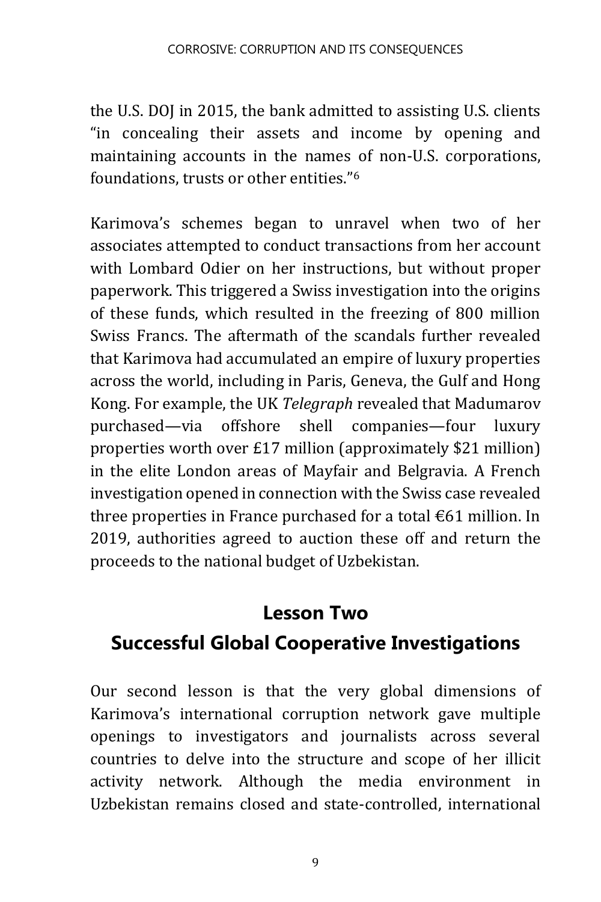the U.S. DOJ in 2015, the bank admitted to assisting U.S. clients "in concealing their assets and income by opening and maintaining accounts in the names of non-U.S. corporations, foundations, trusts or other entities."[6]

Karimova's schemes began to unravel when two of her associates attempted to conduct transactions from her account with Lombard Odier on her instructions, but without proper paperwork. This triggered a Swiss investigation into the origins of these funds, which resulted in the freezing of 800 million Swiss Francs. The aftermath of the scandals further revealed that Karimova had accumulated an empire of luxury properties across the world, including in Paris, Geneva, the Gulf and Hong Kong. For example, the UK *Telegraph* revealed that Madumarov purchased—via offshore shell companies—four luxury properties worth over £17 million (approximately $21 million) in the elite London areas of Mayfair and Belgravia. A French investigation opened in connection with the Swiss case revealed three properties in France purchased for a total €61 million. In 2019, authorities agreed to auction these off and return the proceeds to the national budget of Uzbekistan.

## Lesson Two

## Successful Global Cooperative Investigations

Our second lesson is that the very global dimensions of Karimova's international corruption network gave multiple openings to investigators and journalists across several countries to delve into the structure and scope of her illicit activity network. Although the media environment in Uzbekistan remains closed and state-controlled, international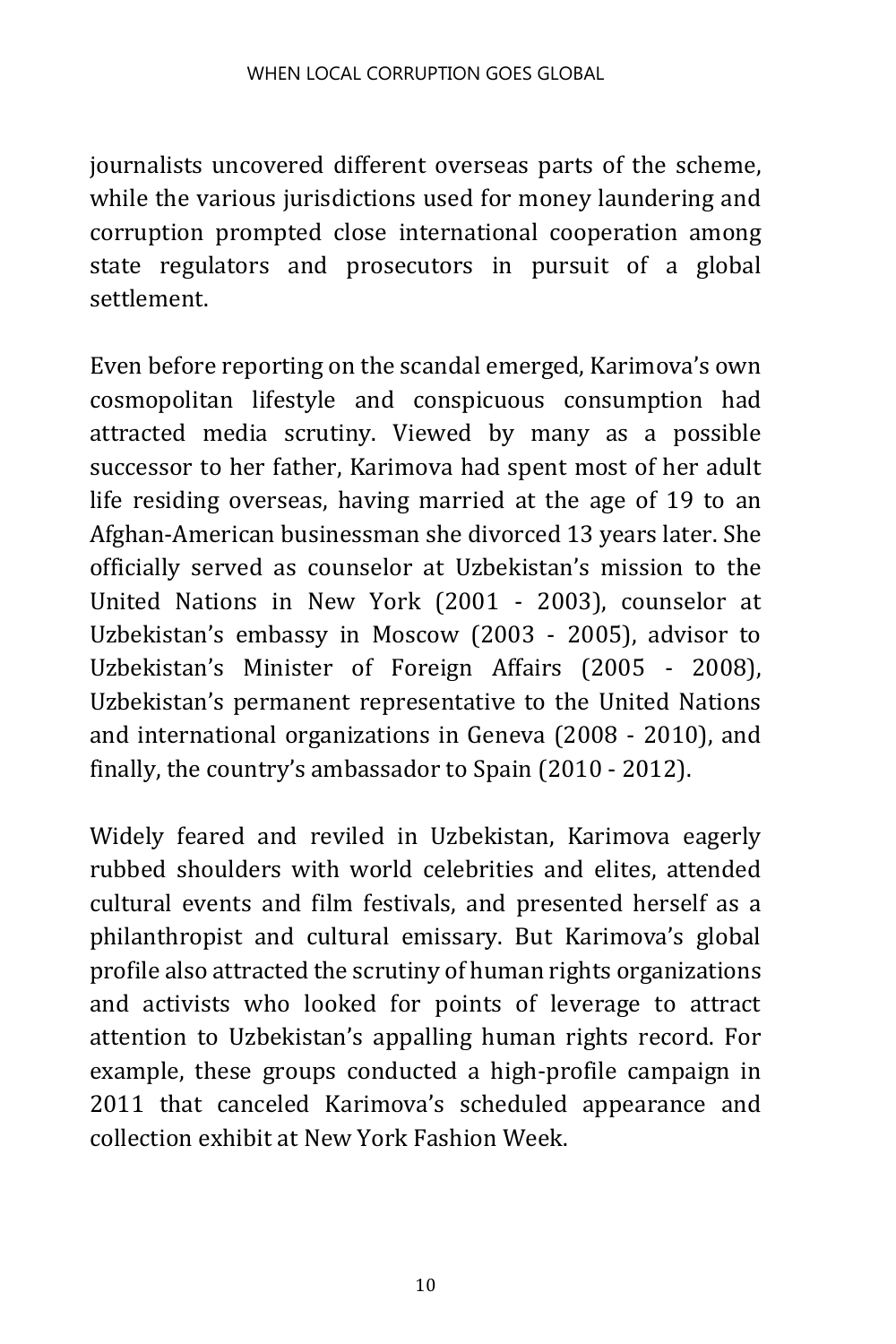journalists uncovered different overseas parts of the scheme, while the various jurisdictions used for money laundering and corruption prompted close international cooperation among state regulators and prosecutors in pursuit of a global settlement.

Even before reporting on the scandal emerged, Karimova's own cosmopolitan lifestyle and conspicuous consumption had attracted media scrutiny. Viewed by many as a possible successor to her father, Karimova had spent most of her adult life residing overseas, having married at the age of 19 to an Afghan-American businessman she divorced 13 years later. She officially served as counselor at Uzbekistan's mission to the United Nations in New York (2001 - 2003), counselor at Uzbekistan's embassy in Moscow (2003 - 2005), advisor to Uzbekistan's Minister of Foreign Affairs (2005 - 2008), Uzbekistan's permanent representative to the United Nations and international organizations in Geneva (2008 - 2010), and finally, the country's ambassador to Spain (2010 - 2012).

Widely feared and reviled in Uzbekistan, Karimova eagerly rubbed shoulders with world celebrities and elites, attended cultural events and film festivals, and presented herself as a philanthropist and cultural emissary. But Karimova's global profile also attracted the scrutiny of human rights organizations and activists who looked for points of leverage to attract attention to Uzbekistan's appalling human rights record. For example, these groups conducted a high-profile campaign in 2011 that canceled Karimova's scheduled appearance and collection exhibit at New York Fashion Week.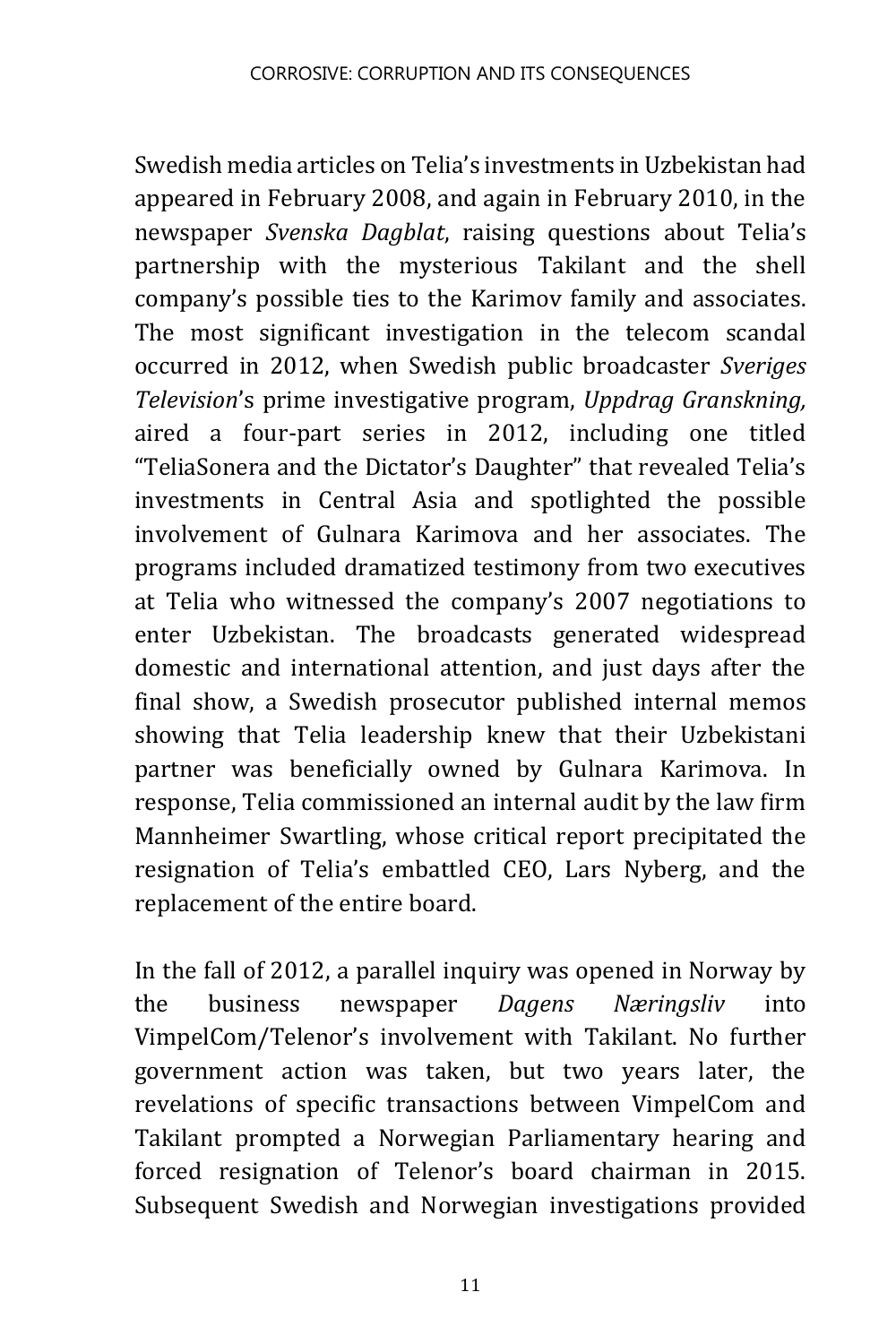Swedish media articles on Telia's investments in Uzbekistan had appeared in February 2008, and again in February 2010, in the newspaper *Svenska Dagblat*, raising questions about Telia's partnership with the mysterious Takilant and the shell company's possible ties to the Karimov family and associates. The most significant investigation in the telecom scandal occurred in 2012, when Swedish public broadcaster *Sveriges Television*'s prime investigative program, *Uppdrag Granskning,* aired a four-part series in 2012, including one titled "TeliaSonera and the Dictator's Daughter" that revealed Telia's investments in Central Asia and spotlighted the possible involvement of Gulnara Karimova and her associates. The programs included dramatized testimony from two executives at Telia who witnessed the company's 2007 negotiations to enter Uzbekistan. The broadcasts generated widespread domestic and international attention, and just days after the final show, a Swedish prosecutor published internal memos showing that Telia leadership knew that their Uzbekistani partner was beneficially owned by Gulnara Karimova. In response, Telia commissioned an internal audit by the law firm Mannheimer Swartling, whose critical report precipitated the resignation of Telia's embattled CEO, Lars Nyberg, and the replacement of the entire board.

In the fall of 2012, a parallel inquiry was opened in Norway by the business newspaper *Dagens Næringsliv* into VimpelCom/Telenor's involvement with Takilant. No further government action was taken, but two years later, the revelations of specific transactions between VimpelCom and Takilant prompted a Norwegian Parliamentary hearing and forced resignation of Telenor's board chairman in 2015. Subsequent Swedish and Norwegian investigations provided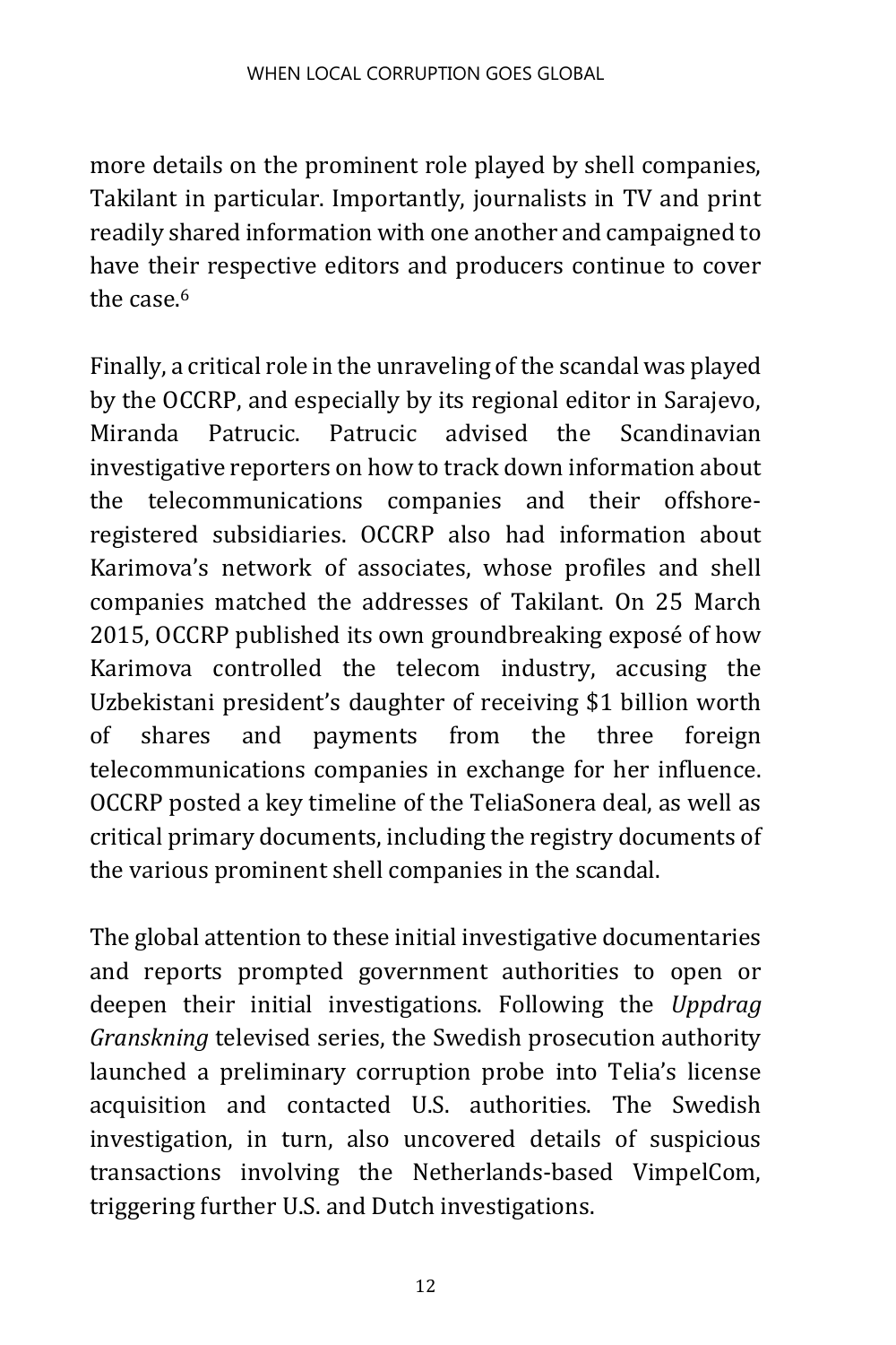more details on the prominent role played by shell companies, Takilant in particular. Importantly, journalists in TV and print readily shared information with one another and campaigned to have their respective editors and producers continue to cover the case.[6]

Finally, a critical role in the unraveling of the scandal was played by the OCCRP, and especially by its regional editor in Sarajevo, Miranda Patrucic. Patrucic advised the Scandinavian investigative reporters on how to track down information about the telecommunications companies and their offshore-registered subsidiaries. OCCRP also had information about Karimova's network of associates, whose profiles and shell companies matched the addresses of Takilant. On 25 March 2015, OCCRP published its own groundbreaking exposé of how Karimova controlled the telecom industry, accusing the Uzbekistani president's daughter of receiving $1 billion worth of shares and payments from the three foreign telecommunications companies in exchange for her influence. OCCRP posted a key timeline of the TeliaSonera deal, as well as critical primary documents, including the registry documents of the various prominent shell companies in the scandal.

The global attention to these initial investigative documentaries and reports prompted government authorities to open or deepen their initial investigations. Following the *Uppdrag Granskning* televised series, the Swedish prosecution authority launched a preliminary corruption probe into Telia's license acquisition and contacted U.S. authorities. The Swedish investigation, in turn, also uncovered details of suspicious transactions involving the Netherlands-based VimpelCom, triggering further U.S. and Dutch investigations.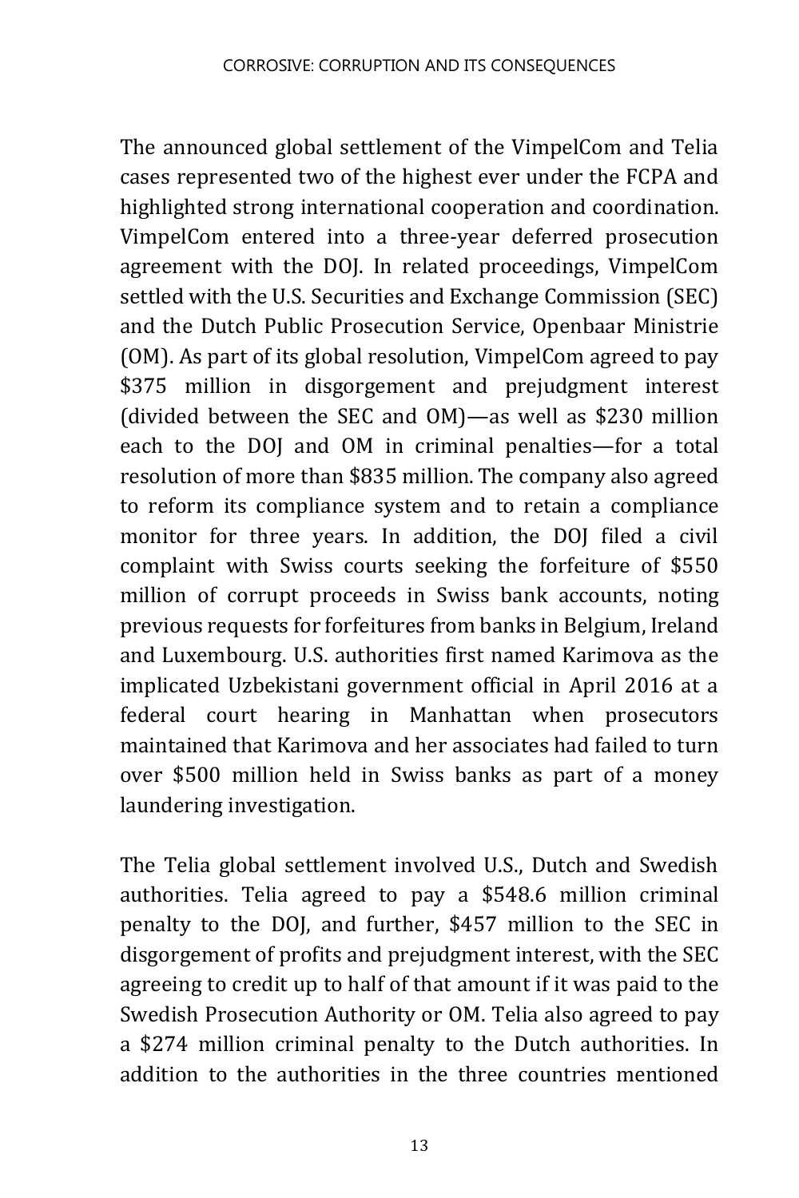The announced global settlement of the VimpelCom and Telia cases represented two of the highest ever under the FCPA and highlighted strong international cooperation and coordination. VimpelCom entered into a three-year deferred prosecution agreement with the DOJ. In related proceedings, VimpelCom settled with the U.S. Securities and Exchange Commission (SEC) and the Dutch Public Prosecution Service, Openbaar Ministrie (OM). As part of its global resolution, VimpelCom agreed to pay $375 million in disgorgement and prejudgment interest (divided between the SEC and OM)—as well as $230 million each to the DOJ and OM in criminal penalties—for a total resolution of more than $835 million. The company also agreed to reform its compliance system and to retain a compliance monitor for three years. In addition, the DOJ filed a civil complaint with Swiss courts seeking the forfeiture of $550 million of corrupt proceeds in Swiss bank accounts, noting previous requests for forfeitures from banks in Belgium, Ireland and Luxembourg. U.S. authorities first named Karimova as the implicated Uzbekistani government official in April 2016 at a federal court hearing in Manhattan when prosecutors maintained that Karimova and her associates had failed to turn over $500 million held in Swiss banks as part of a money laundering investigation.

The Telia global settlement involved U.S., Dutch and Swedish authorities. Telia agreed to pay a $548.6 million criminal penalty to the DOJ, and further, $457 million to the SEC in disgorgement of profits and prejudgment interest, with the SEC agreeing to credit up to half of that amount if it was paid to the Swedish Prosecution Authority or OM. Telia also agreed to pay a $274 million criminal penalty to the Dutch authorities. In addition to the authorities in the three countries mentioned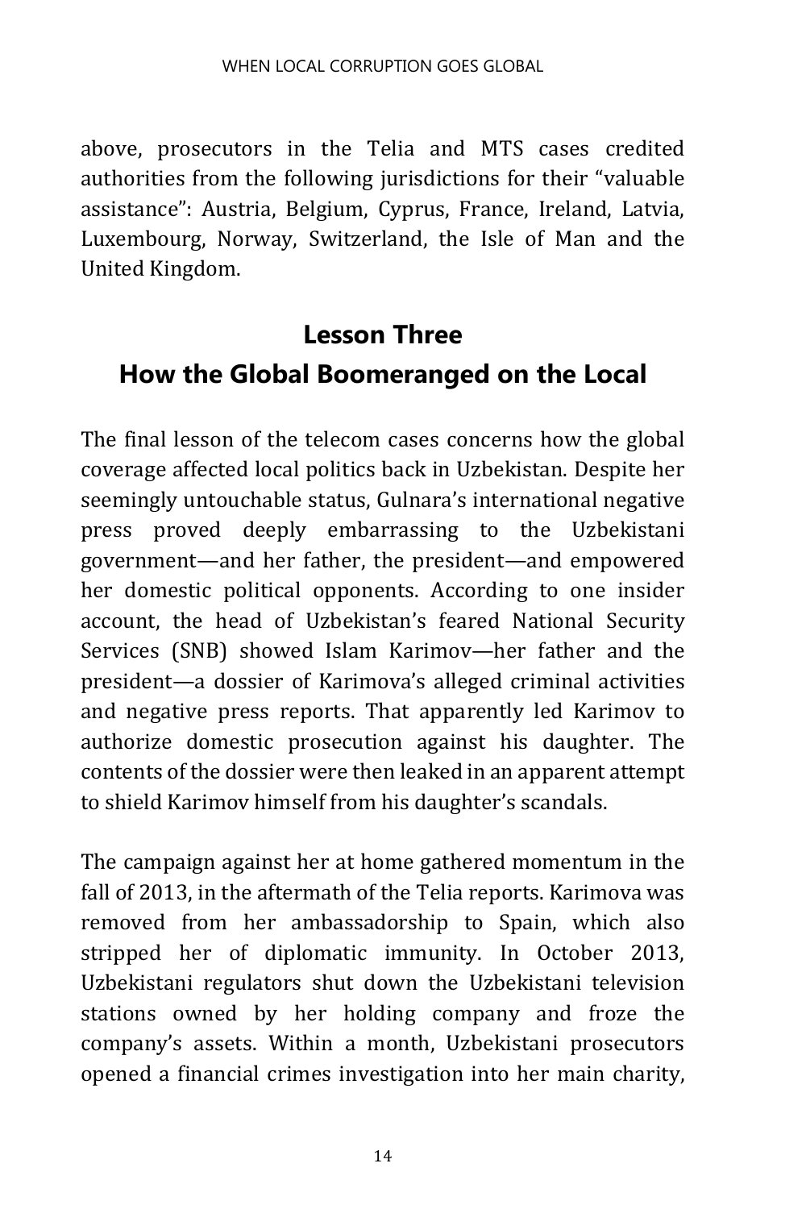above, prosecutors in the Telia and MTS cases credited authorities from the following jurisdictions for their "valuable assistance": Austria, Belgium, Cyprus, France, Ireland, Latvia, Luxembourg, Norway, Switzerland, the Isle of Man and the United Kingdom.

## Lesson Three
## How the Global Boomeranged on the Local

The final lesson of the telecom cases concerns how the global coverage affected local politics back in Uzbekistan. Despite her seemingly untouchable status, Gulnara's international negative press proved deeply embarrassing to the Uzbekistani government—and her father, the president—and empowered her domestic political opponents. According to one insider account, the head of Uzbekistan's feared National Security Services (SNB) showed Islam Karimov—her father and the president—a dossier of Karimova's alleged criminal activities and negative press reports. That apparently led Karimov to authorize domestic prosecution against his daughter. The contents of the dossier were then leaked in an apparent attempt to shield Karimov himself from his daughter's scandals.

The campaign against her at home gathered momentum in the fall of 2013, in the aftermath of the Telia reports. Karimova was removed from her ambassadorship to Spain, which also stripped her of diplomatic immunity. In October 2013, Uzbekistani regulators shut down the Uzbekistani television stations owned by her holding company and froze the company's assets. Within a month, Uzbekistani prosecutors opened a financial crimes investigation into her main charity,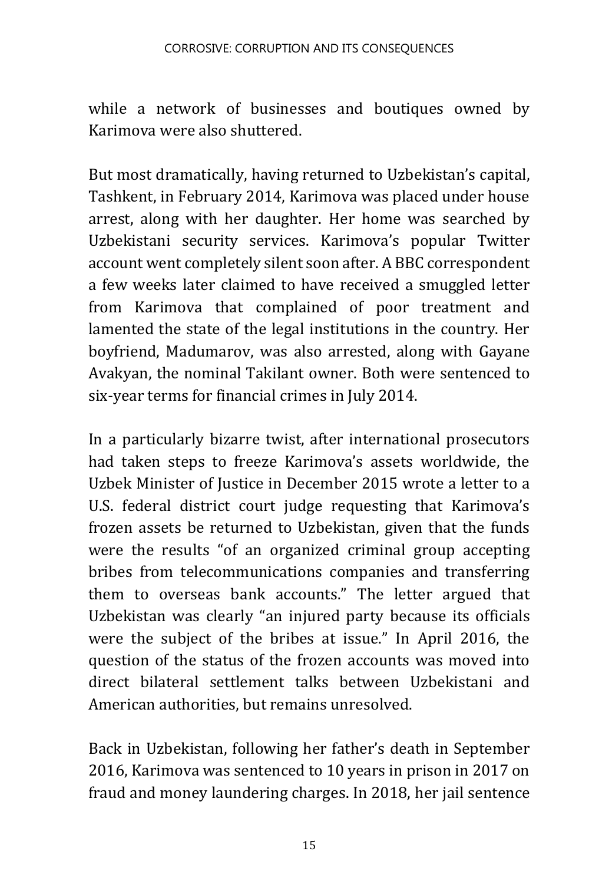while a network of businesses and boutiques owned by Karimova were also shuttered.

But most dramatically, having returned to Uzbekistan's capital, Tashkent, in February 2014, Karimova was placed under house arrest, along with her daughter. Her home was searched by Uzbekistani security services. Karimova's popular Twitter account went completely silent soon after. A BBC correspondent a few weeks later claimed to have received a smuggled letter from Karimova that complained of poor treatment and lamented the state of the legal institutions in the country. Her boyfriend, Madumarov, was also arrested, along with Gayane Avakyan, the nominal Takilant owner. Both were sentenced to six-year terms for financial crimes in July 2014.

In a particularly bizarre twist, after international prosecutors had taken steps to freeze Karimova's assets worldwide, the Uzbek Minister of Justice in December 2015 wrote a letter to a U.S. federal district court judge requesting that Karimova's frozen assets be returned to Uzbekistan, given that the funds were the results "of an organized criminal group accepting bribes from telecommunications companies and transferring them to overseas bank accounts." The letter argued that Uzbekistan was clearly "an injured party because its officials were the subject of the bribes at issue." In April 2016, the question of the status of the frozen accounts was moved into direct bilateral settlement talks between Uzbekistani and American authorities, but remains unresolved.

Back in Uzbekistan, following her father's death in September 2016, Karimova was sentenced to 10 years in prison in 2017 on fraud and money laundering charges. In 2018, her jail sentence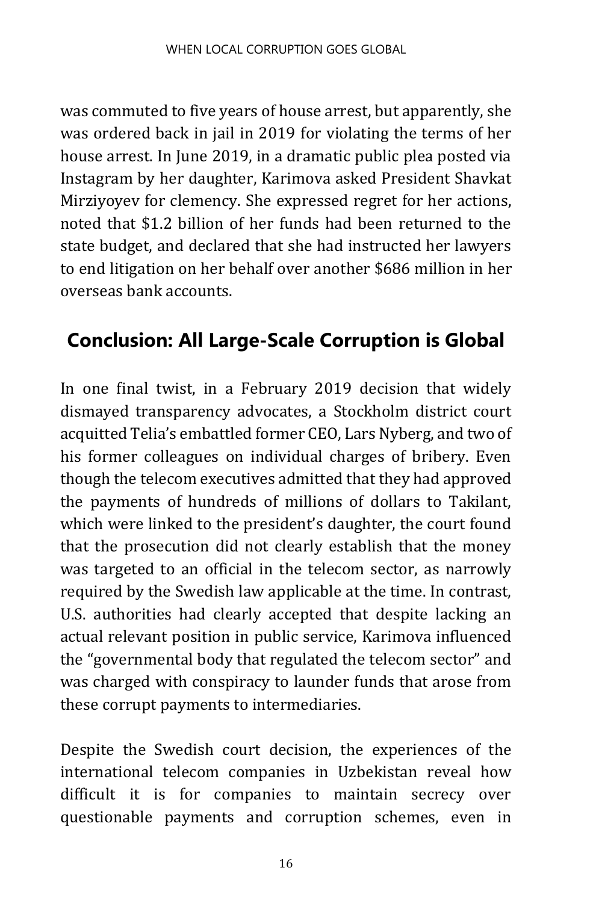was commuted to five years of house arrest, but apparently, she was ordered back in jail in 2019 for violating the terms of her house arrest. In June 2019, in a dramatic public plea posted via Instagram by her daughter, Karimova asked President Shavkat Mirziyoyev for clemency. She expressed regret for her actions, noted that $1.2 billion of her funds had been returned to the state budget, and declared that she had instructed her lawyers to end litigation on her behalf over another $686 million in her overseas bank accounts.

## Conclusion: All Large-Scale Corruption is Global

In one final twist, in a February 2019 decision that widely dismayed transparency advocates, a Stockholm district court acquitted Telia's embattled former CEO, Lars Nyberg, and two of his former colleagues on individual charges of bribery. Even though the telecom executives admitted that they had approved the payments of hundreds of millions of dollars to Takilant, which were linked to the president's daughter, the court found that the prosecution did not clearly establish that the money was targeted to an official in the telecom sector, as narrowly required by the Swedish law applicable at the time. In contrast, U.S. authorities had clearly accepted that despite lacking an actual relevant position in public service, Karimova influenced the "governmental body that regulated the telecom sector" and was charged with conspiracy to launder funds that arose from these corrupt payments to intermediaries.

Despite the Swedish court decision, the experiences of the international telecom companies in Uzbekistan reveal how difficult it is for companies to maintain secrecy over questionable payments and corruption schemes, even in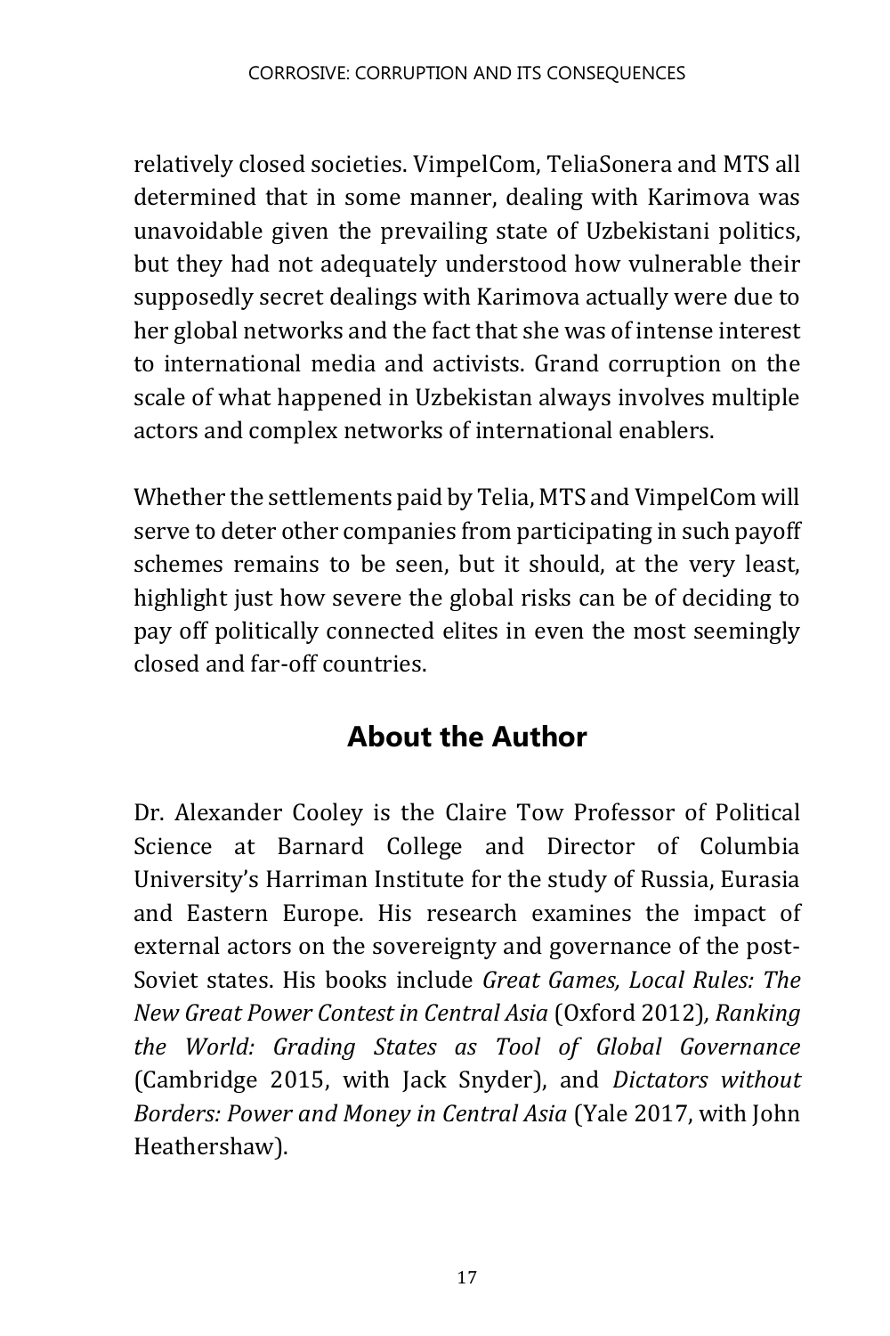relatively closed societies. VimpelCom, TeliaSonera and MTS all determined that in some manner, dealing with Karimova was unavoidable given the prevailing state of Uzbekistani politics, but they had not adequately understood how vulnerable their supposedly secret dealings with Karimova actually were due to her global networks and the fact that she was of intense interest to international media and activists. Grand corruption on the scale of what happened in Uzbekistan always involves multiple actors and complex networks of international enablers.

Whether the settlements paid by Telia, MTS and VimpelCom will serve to deter other companies from participating in such payoff schemes remains to be seen, but it should, at the very least, highlight just how severe the global risks can be of deciding to pay off politically connected elites in even the most seemingly closed and far-off countries.

## About the Author

Dr. Alexander Cooley is the Claire Tow Professor of Political Science at Barnard College and Director of Columbia University's Harriman Institute for the study of Russia, Eurasia and Eastern Europe. His research examines the impact of external actors on the sovereignty and governance of the post-Soviet states. His books include *Great Games, Local Rules: The New Great Power Contest in Central Asia* (Oxford 2012), *Ranking the World: Grading States as Tool of Global Governance* (Cambridge 2015, with Jack Snyder), and *Dictators without Borders: Power and Money in Central Asia* (Yale 2017, with John Heathershaw).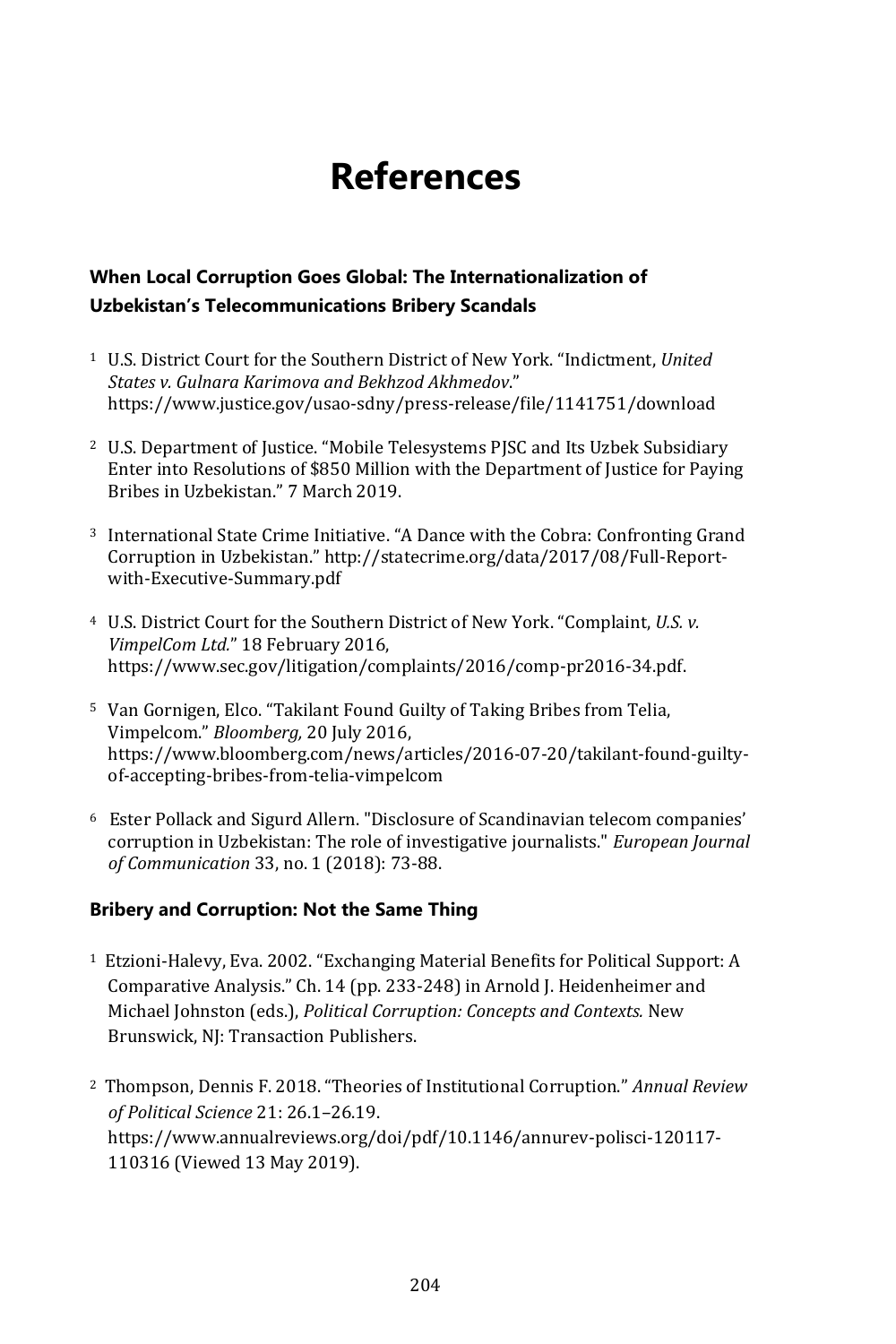# References

### When Local Corruption Goes Global: The Internationalization of Uzbekistan's Telecommunications Bribery Scandals

[1] U.S. District Court for the Southern District of New York. "Indictment, *United States v. Gulnara Karimova and Bekhzod Akhmedov*." https://www.justice.gov/usao-sdny/press-release/file/1141751/download

[2] U.S. Department of Justice. "Mobile Telesystems PJSC and Its Uzbek Subsidiary Enter into Resolutions of $850 Million with the Department of Justice for Paying Bribes in Uzbekistan." 7 March 2019.

[3] International State Crime Initiative. "A Dance with the Cobra: Confronting Grand Corruption in Uzbekistan." http://statecrime.org/data/2017/08/Full-Report-with-Executive-Summary.pdf

[4] U.S. District Court for the Southern District of New York. "Complaint, *U.S. v. VimpelCom Ltd.*" 18 February 2016, https://www.sec.gov/litigation/complaints/2016/comp-pr2016-34.pdf.

[5] Van Gornigen, Elco. "Takilant Found Guilty of Taking Bribes from Telia, Vimpelcom." *Bloomberg,* 20 July 2016, https://www.bloomberg.com/news/articles/2016-07-20/takilant-found-guilty-of-accepting-bribes-from-telia-vimpelcom

[6] Ester Pollack and Sigurd Allern. "Disclosure of Scandinavian telecom companies' corruption in Uzbekistan: The role of investigative journalists." *European Journal of Communication* 33, no. 1 (2018): 73-88.

### Bribery and Corruption: Not the Same Thing

[1] Etzioni-Halevy, Eva. 2002. "Exchanging Material Benefits for Political Support: A Comparative Analysis." Ch. 14 (pp. 233-248) in Arnold J. Heidenheimer and Michael Johnston (eds.), *Political Corruption: Concepts and Contexts.* New Brunswick, NJ: Transaction Publishers.

[2] Thompson, Dennis F. 2018. "Theories of Institutional Corruption." *Annual Review of Political Science* 21: 26.1–26.19. https://www.annualreviews.org/doi/pdf/10.1146/annurev-polisci-120117-110316 (Viewed 13 May 2019).